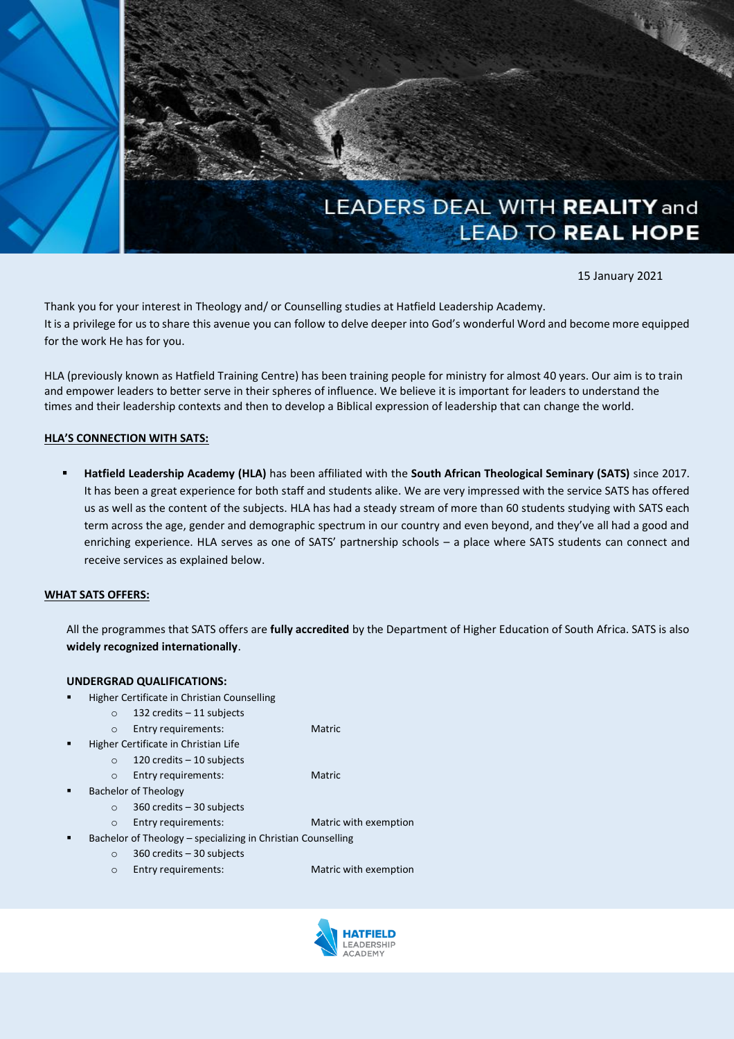# LEADERS DEAL WITH **REALITY** and LEAD TO **REAL HOPE**

15 January 2021

Thank you for your interest in Theology and/ or Counselling studies at Hatfield Leadership Academy.
It is a privilege for us to share this avenue you can follow to delve deeper into God's wonderful Word and become more equipped for the work He has for you.

HLA (previously known as Hatfield Training Centre) has been training people for ministry for almost 40 years. Our aim is to train and empower leaders to better serve in their spheres of influence. We believe it is important for leaders to understand the times and their leadership contexts and then to develop a Biblical expression of leadership that can change the world.

## HLA'S CONNECTION WITH SATS:

- **Hatfield Leadership Academy (HLA)** has been affiliated with the **South African Theological Seminary (SATS)** since 2017. It has been a great experience for both staff and students alike. We are very impressed with the service SATS has offered us as well as the content of the subjects. HLA has had a steady stream of more than 60 students studying with SATS each term across the age, gender and demographic spectrum in our country and even beyond, and they've all had a good and enriching experience. HLA serves as one of SATS' partnership schools – a place where SATS students can connect and receive services as explained below.

## WHAT SATS OFFERS:

All the programmes that SATS offers are **fully accredited** by the Department of Higher Education of South Africa. SATS is also **widely recognized internationally**.

### UNDERGRAD QUALIFICATIONS:

- Higher Certificate in Christian Counselling
  - 132 credits – 11 subjects
  - Entry requirements: Matric
- Higher Certificate in Christian Life
  - 120 credits – 10 subjects
  - Entry requirements: Matric
- Bachelor of Theology
  - 360 credits – 30 subjects
  - Entry requirements: Matric with exemption
- Bachelor of Theology – specializing in Christian Counselling
  - 360 credits – 30 subjects
  - Entry requirements: Matric with exemption

HATFIELD LEADERSHIP ACADEMY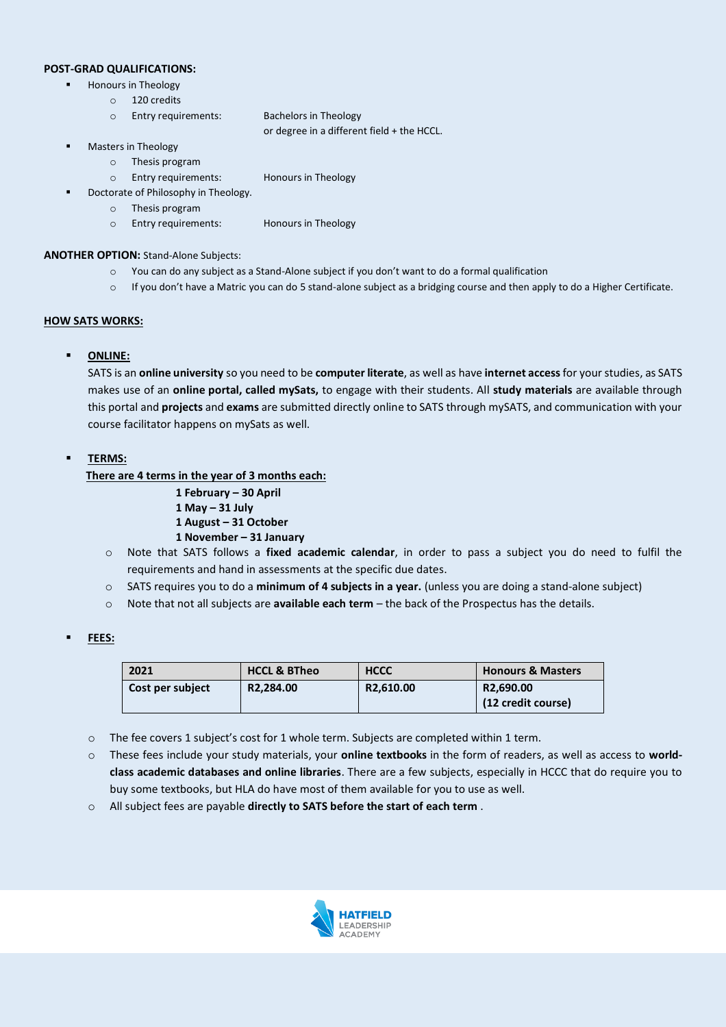**POST-GRAD QUALIFICATIONS:**

- Honours in Theology
  - 120 credits
  - Entry requirements: Bachelors in Theology or degree in a different field + the HCCL.
- Masters in Theology
  - Thesis program
  - Entry requirements: Honours in Theology
- Doctorate of Philosophy in Theology.
  - Thesis program
  - Entry requirements: Honours in Theology

**ANOTHER OPTION:** Stand-Alone Subjects:

- You can do any subject as a Stand-Alone subject if you don't want to do a formal qualification
- If you don't have a Matric you can do 5 stand-alone subject as a bridging course and then apply to do a Higher Certificate.

**HOW SATS WORKS:**

- **ONLINE:**

  SATS is an **online university** so you need to be **computer literate**, as well as have **internet access** for your studies, as SATS makes use of an **online portal, called mySats,** to engage with their students. All **study materials** are available through this portal and **projects** and **exams** are submitted directly online to SATS through mySATS, and communication with your course facilitator happens on mySats as well.

- **TERMS:**

  **There are 4 terms in the year of 3 months each:**

  **1 February – 30 April**
  **1 May – 31 July**
  **1 August – 31 October**
  **1 November – 31 January**

  - Note that SATS follows a **fixed academic calendar**, in order to pass a subject you do need to fulfil the requirements and hand in assessments at the specific due dates.
  - SATS requires you to do a **minimum of 4 subjects in a year.** (unless you are doing a stand-alone subject)
  - Note that not all subjects are **available each term** – the back of the Prospectus has the details.

- **FEES:**

| 2021 | HCCL & BTheo | HCCC | Honours & Masters |
|---|---|---|---|
| **Cost per subject** | **R2,284.00** | **R2,610.00** | **R2,690.00 (12 credit course)** |

- The fee covers 1 subject's cost for 1 whole term. Subjects are completed within 1 term.
- These fees include your study materials, your **online textbooks** in the form of readers, as well as access to **world-class academic databases and online libraries**. There are a few subjects, especially in HCCC that do require you to buy some textbooks, but HLA do have most of them available for you to use as well.
- All subject fees are payable **directly to SATS before the start of each term** .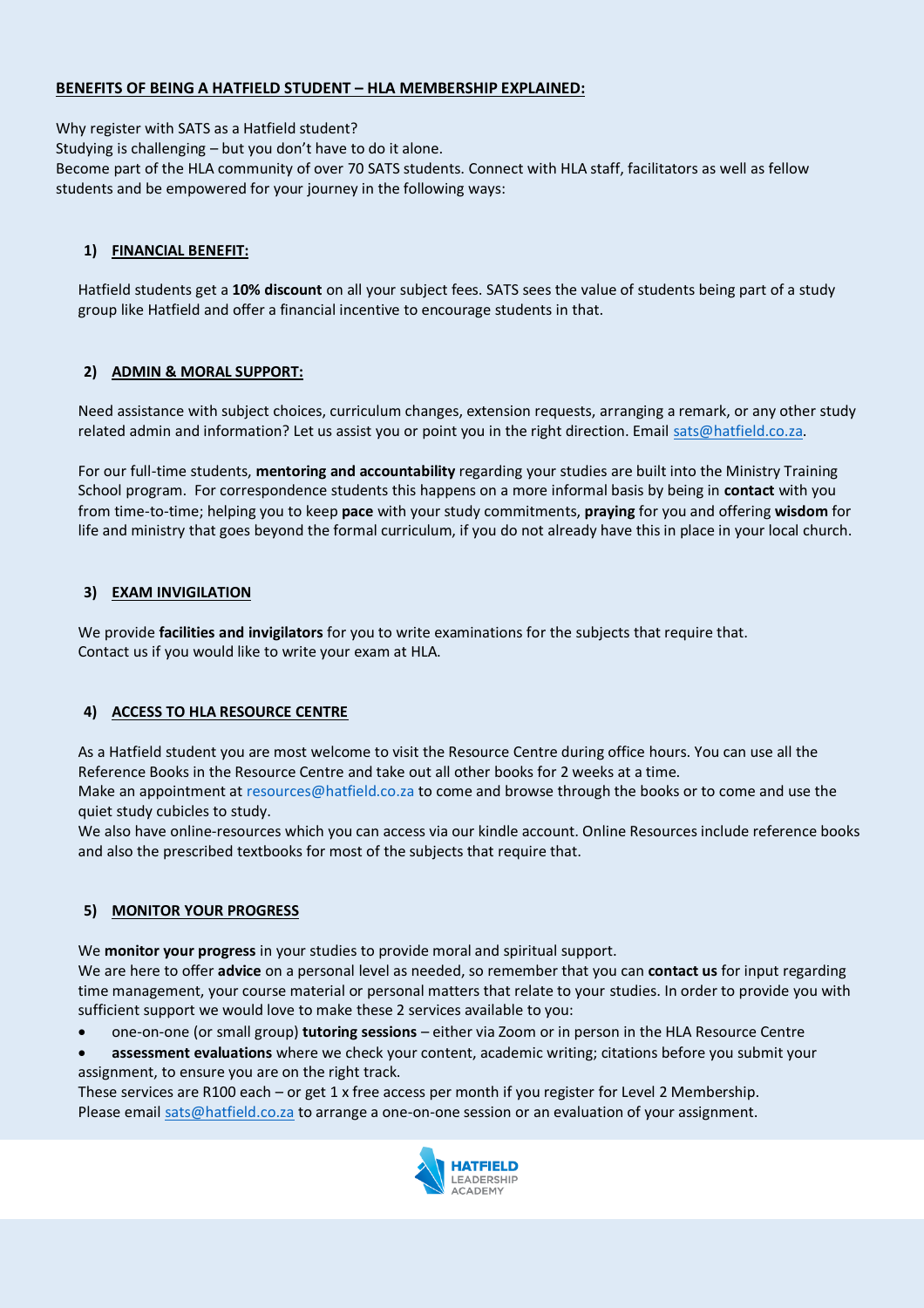## BENEFITS OF BEING A HATFIELD STUDENT – HLA MEMBERSHIP EXPLAINED:

Why register with SATS as a Hatfield student?
Studying is challenging – but you don't have to do it alone.
Become part of the HLA community of over 70 SATS students. Connect with HLA staff, facilitators as well as fellow students and be empowered for your journey in the following ways:

### 1) FINANCIAL BENEFIT:

Hatfield students get a **10% discount** on all your subject fees. SATS sees the value of students being part of a study group like Hatfield and offer a financial incentive to encourage students in that.

### 2) ADMIN & MORAL SUPPORT:

Need assistance with subject choices, curriculum changes, extension requests, arranging a remark, or any other study related admin and information? Let us assist you or point you in the right direction. Email sats@hatfield.co.za.

For our full-time students, **mentoring and accountability** regarding your studies are built into the Ministry Training School program. For correspondence students this happens on a more informal basis by being in **contact** with you from time-to-time; helping you to keep **pace** with your study commitments, **praying** for you and offering **wisdom** for life and ministry that goes beyond the formal curriculum, if you do not already have this in place in your local church.

### 3) EXAM INVIGILATION

We provide **facilities and invigilators** for you to write examinations for the subjects that require that.
Contact us if you would like to write your exam at HLA.

### 4) ACCESS TO HLA RESOURCE CENTRE

As a Hatfield student you are most welcome to visit the Resource Centre during office hours. You can use all the Reference Books in the Resource Centre and take out all other books for 2 weeks at a time.
Make an appointment at resources@hatfield.co.za to come and browse through the books or to come and use the quiet study cubicles to study.
We also have online-resources which you can access via our kindle account. Online Resources include reference books and also the prescribed textbooks for most of the subjects that require that.

### 5) MONITOR YOUR PROGRESS

We **monitor your progress** in your studies to provide moral and spiritual support.
We are here to offer **advice** on a personal level as needed, so remember that you can **contact us** for input regarding time management, your course material or personal matters that relate to your studies. In order to provide you with sufficient support we would love to make these 2 services available to you:

- one-on-one (or small group) **tutoring sessions** – either via Zoom or in person in the HLA Resource Centre
- **assessment evaluations** where we check your content, academic writing; citations before you submit your assignment, to ensure you are on the right track.

These services are R100 each – or get 1 x free access per month if you register for Level 2 Membership.
Please email sats@hatfield.co.za to arrange a one-on-one session or an evaluation of your assignment.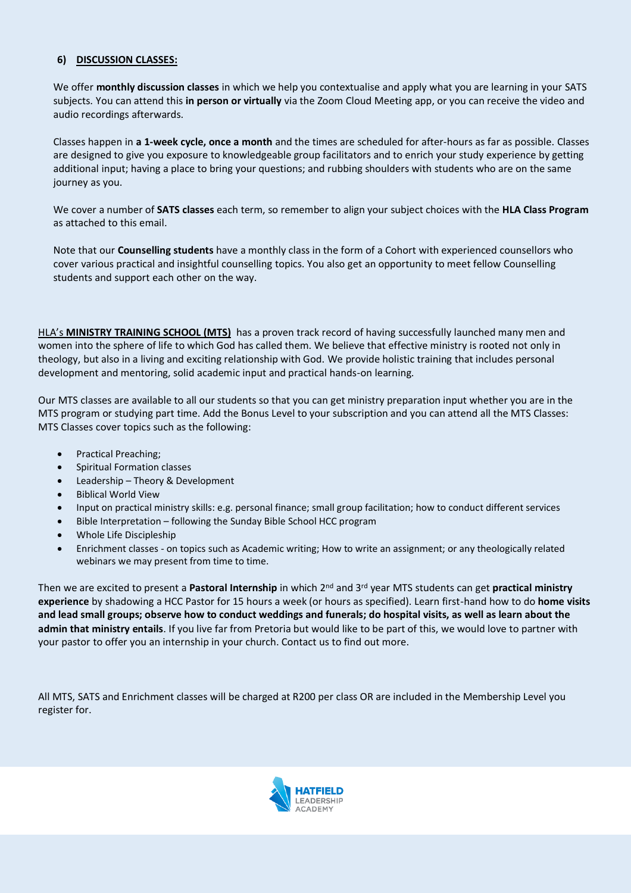## 6) DISCUSSION CLASSES:

We offer **monthly discussion classes** in which we help you contextualise and apply what you are learning in your SATS subjects. You can attend this **in person or virtually** via the Zoom Cloud Meeting app, or you can receive the video and audio recordings afterwards.

Classes happen in **a 1-week cycle, once a month** and the times are scheduled for after-hours as far as possible. Classes are designed to give you exposure to knowledgeable group facilitators and to enrich your study experience by getting additional input; having a place to bring your questions; and rubbing shoulders with students who are on the same journey as you.

We cover a number of **SATS classes** each term, so remember to align your subject choices with the **HLA Class Program** as attached to this email.

Note that our **Counselling students** have a monthly class in the form of a Cohort with experienced counsellors who cover various practical and insightful counselling topics. You also get an opportunity to meet fellow Counselling students and support each other on the way.

HLA's **MINISTRY TRAINING SCHOOL (MTS)** has a proven track record of having successfully launched many men and women into the sphere of life to which God has called them. We believe that effective ministry is rooted not only in theology, but also in a living and exciting relationship with God. We provide holistic training that includes personal development and mentoring, solid academic input and practical hands-on learning.

Our MTS classes are available to all our students so that you can get ministry preparation input whether you are in the MTS program or studying part time. Add the Bonus Level to your subscription and you can attend all the MTS Classes: MTS Classes cover topics such as the following:

- Practical Preaching;
- Spiritual Formation classes
- Leadership – Theory & Development
- Biblical World View
- Input on practical ministry skills: e.g. personal finance; small group facilitation; how to conduct different services
- Bible Interpretation – following the Sunday Bible School HCC program
- Whole Life Discipleship
- Enrichment classes - on topics such as Academic writing; How to write an assignment; or any theologically related webinars we may present from time to time.

Then we are excited to present a **Pastoral Internship** in which 2nd and 3rd year MTS students can get **practical ministry experience** by shadowing a HCC Pastor for 15 hours a week (or hours as specified). Learn first-hand how to do **home visits and lead small groups; observe how to conduct weddings and funerals; do hospital visits, as well as learn about the admin that ministry entails**. If you live far from Pretoria but would like to be part of this, we would love to partner with your pastor to offer you an internship in your church. Contact us to find out more.

All MTS, SATS and Enrichment classes will be charged at R200 per class OR are included in the Membership Level you register for.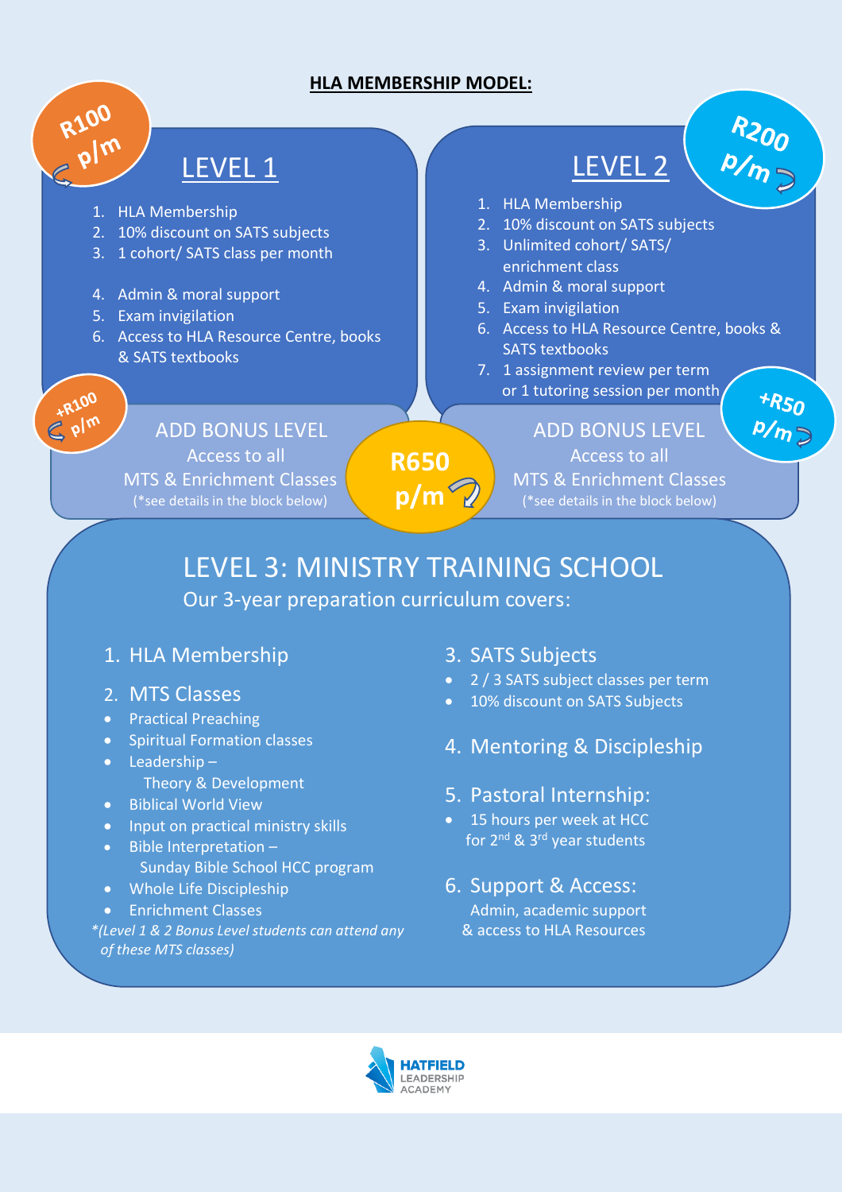## HLA MEMBERSHIP MODEL:

### LEVEL 1

R100 p/m

1. HLA Membership
2. 10% discount on SATS subjects
3. 1 cohort/ SATS class per month
4. Admin & moral support
5. Exam invigilation
6. Access to HLA Resource Centre, books & SATS textbooks

+R100 p/m

**ADD BONUS LEVEL**
Access to all
MTS & Enrichment Classes
(*see details in the block below)

### LEVEL 2

R200 p/m

1. HLA Membership
2. 10% discount on SATS subjects
3. Unlimited cohort/ SATS/ enrichment class
4. Admin & moral support
5. Exam invigilation
6. Access to HLA Resource Centre, books & SATS textbooks
7. 1 assignment review per term or 1 tutoring session per month

+R50 p/m

**ADD BONUS LEVEL**
Access to all
MTS & Enrichment Classes
(*see details in the block below)

### LEVEL 3: MINISTRY TRAINING SCHOOL

R650 p/m

Our 3-year preparation curriculum covers:

1. HLA Membership
2. MTS Classes
   - Practical Preaching
   - Spiritual Formation classes
   - Leadership – Theory & Development
   - Biblical World View
   - Input on practical ministry skills
   - Bible Interpretation – Sunday Bible School HCC program
   - Whole Life Discipleship
   - Enrichment Classes

*(Level 1 & 2 Bonus Level students can attend any of these MTS classes)*

3. SATS Subjects
   - 2 / 3 SATS subject classes per term
   - 10% discount on SATS Subjects
4. Mentoring & Discipleship
5. Pastoral Internship:
   - 15 hours per week at HCC for 2nd & 3rd year students
6. Support & Access:
   Admin, academic support & access to HLA Resources

HATFIELD LEADERSHIP ACADEMY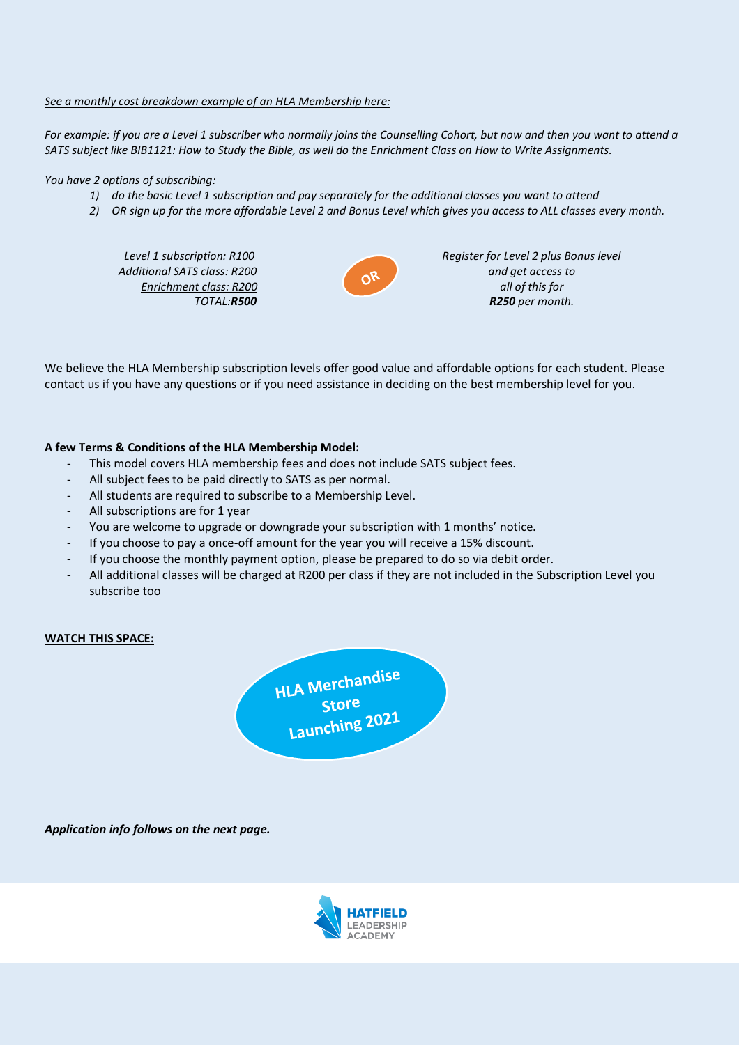*<u>See a monthly cost breakdown example of an HLA Membership here:</u>*

*For example: if you are a Level 1 subscriber who normally joins the Counselling Cohort, but now and then you want to attend a SATS subject like BIB1121: How to Study the Bible, as well do the Enrichment Class on How to Write Assignments.*

*You have 2 options of subscribing:*

1) *do the basic Level 1 subscription and pay separately for the additional classes you want to attend*
2) *OR sign up for the more affordable Level 2 and Bonus Level which gives you access to ALL classes every month.*

*Level 1 subscription: R100*
*Additional SATS class: R200*
*<u>Enrichment class: R200</u>*
*TOTAL:**R500***

OR

*Register for Level 2 plus Bonus level and get access to all of this for **R250** per month.*

We believe the HLA Membership subscription levels offer good value and affordable options for each student. Please contact us if you have any questions or if you need assistance in deciding on the best membership level for you.

**A few Terms & Conditions of the HLA Membership Model:**

- This model covers HLA membership fees and does not include SATS subject fees.
- All subject fees to be paid directly to SATS as per normal.
- All students are required to subscribe to a Membership Level.
- All subscriptions are for 1 year
- You are welcome to upgrade or downgrade your subscription with 1 months' notice.
- If you choose to pay a once-off amount for the year you will receive a 15% discount.
- If you choose the monthly payment option, please be prepared to do so via debit order.
- All additional classes will be charged at R200 per class if they are not included in the Subscription Level you subscribe too

**<u>WATCH THIS SPACE:</u>**

**HLA Merchandise Store Launching 2021**

***Application info follows on the next page.***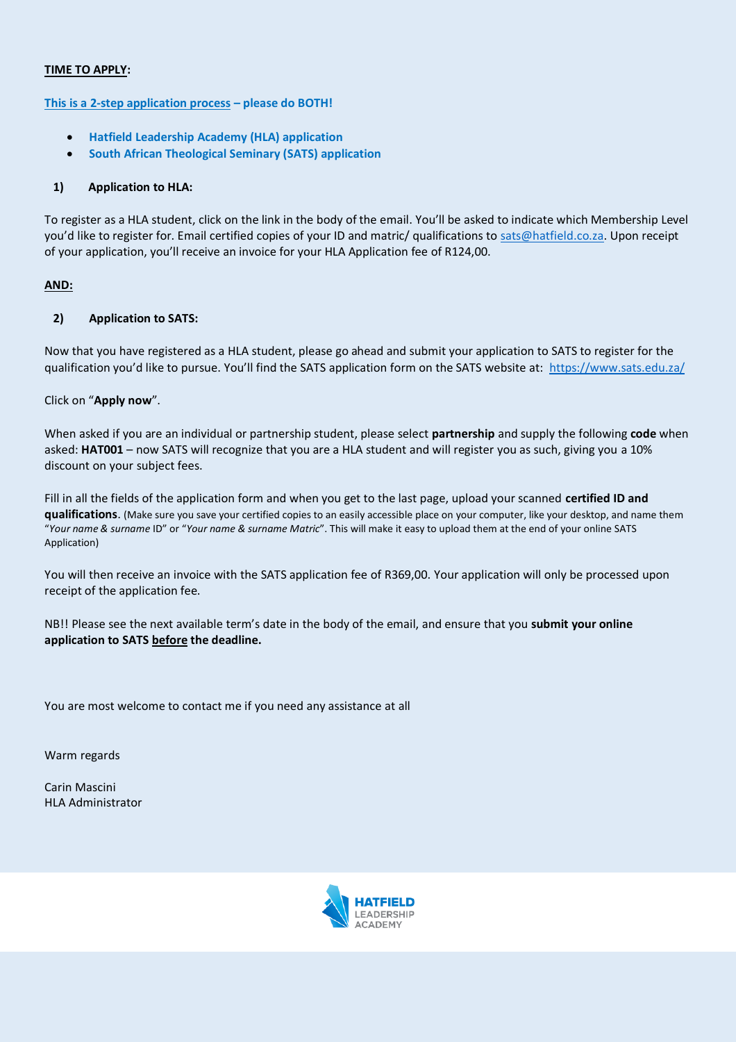**TIME TO APPLY:**

**This is a 2-step application process – please do BOTH!**

- **Hatfield Leadership Academy (HLA) application**
- **South African Theological Seminary (SATS) application**

**1) Application to HLA:**

To register as a HLA student, click on the link in the body of the email. You'll be asked to indicate which Membership Level you'd like to register for. Email certified copies of your ID and matric/ qualifications to sats@hatfield.co.za. Upon receipt of your application, you'll receive an invoice for your HLA Application fee of R124,00.

**AND:**

**2) Application to SATS:**

Now that you have registered as a HLA student, please go ahead and submit your application to SATS to register for the qualification you'd like to pursue. You'll find the SATS application form on the SATS website at: https://www.sats.edu.za/

Click on "**Apply now**".

When asked if you are an individual or partnership student, please select **partnership** and supply the following **code** when asked: **HAT001** – now SATS will recognize that you are a HLA student and will register you as such, giving you a 10% discount on your subject fees.

Fill in all the fields of the application form and when you get to the last page, upload your scanned **certified ID and qualifications**. (Make sure you save your certified copies to an easily accessible place on your computer, like your desktop, and name them "*Your name & surname* ID" or "*Your name & surname Matric*". This will make it easy to upload them at the end of your online SATS Application)

You will then receive an invoice with the SATS application fee of R369,00. Your application will only be processed upon receipt of the application fee.

NB!! Please see the next available term's date in the body of the email, and ensure that you **submit your online application to SATS before the deadline.**

You are most welcome to contact me if you need any assistance at all

Warm regards

Carin Mascini
HLA Administrator

HATFIELD LEADERSHIP ACADEMY